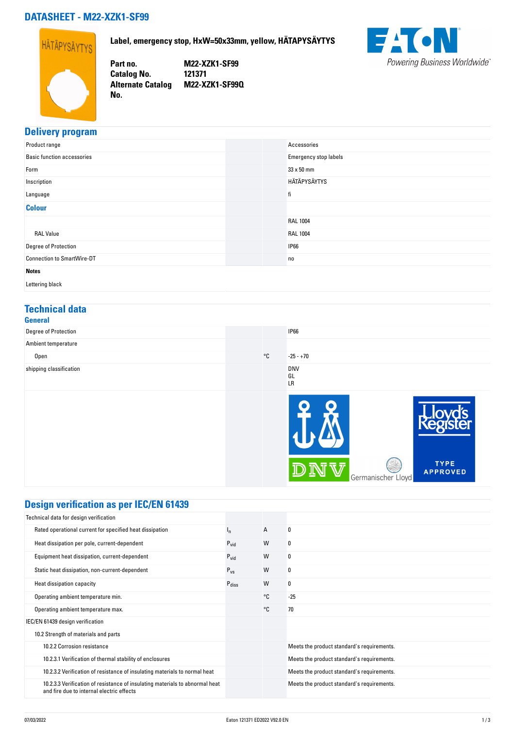# DATASHEET - M22-XZK1-SF99

**Label, emergency stop, HxW=50x33mm, yellow, HÄTAPYSÄYTYS**

| | |
|---|---|
| **Part no.** | **M22-XZK1-SF99** |
| **Catalog No.** | **121371** |
| **Alternate Catalog No.** | **M22-XZK1-SF99Q** |

## Delivery program

| | | | |
|---|---|---|---|
| Product range | | | Accessories |
| Basic function accessories | | | Emergency stop labels |
| Form | | | 33 x 50 mm |
| Inscription | | | HÄTAPYSÄYTYS |
| Language | | | fi |
| **Colour** | | | |
| | | | RAL 1004 |
| RAL Value | | | RAL 1004 |
| Degree of Protection | | | IP66 |
| Connection to SmartWire-DT | | | no |
| **Notes** | | | |
| Lettering black | | | |

## Technical data

### General

| | | | |
|---|---|---|---|
| Degree of Protection | | | IP66 |
| Ambient temperature | | | |
| Open | | °C | -25 - +70 |
| shipping classification | | | DNV<br>GL<br>LR |

## Design verification as per IEC/EN 61439

| | | | |
|---|---|---|---|
| Technical data for design verification | | | |
| Rated operational current for specified heat dissipation | $I_n$ | A | 0 |
| Heat dissipation per pole, current-dependent | $P_{vid}$ | W | 0 |
| Equipment heat dissipation, current-dependent | $P_{vid}$ | W | 0 |
| Static heat dissipation, non-current-dependent | $P_{vs}$ | W | 0 |
| Heat dissipation capacity | $P_{diss}$ | W | 0 |
| Operating ambient temperature min. | | °C | -25 |
| Operating ambient temperature max. | | °C | 70 |
| IEC/EN 61439 design verification | | | |
| 10.2 Strength of materials and parts | | | |
| 10.2.2 Corrosion resistance | | | Meets the product standard's requirements. |
| 10.2.3.1 Verification of thermal stability of enclosures | | | Meets the product standard's requirements. |
| 10.2.3.2 Verification of resistance of insulating materials to normal heat | | | Meets the product standard's requirements. |
| 10.2.3.3 Verification of resistance of insulating materials to abnormal heat and fire due to internal electric effects | | | Meets the product standard's requirements. |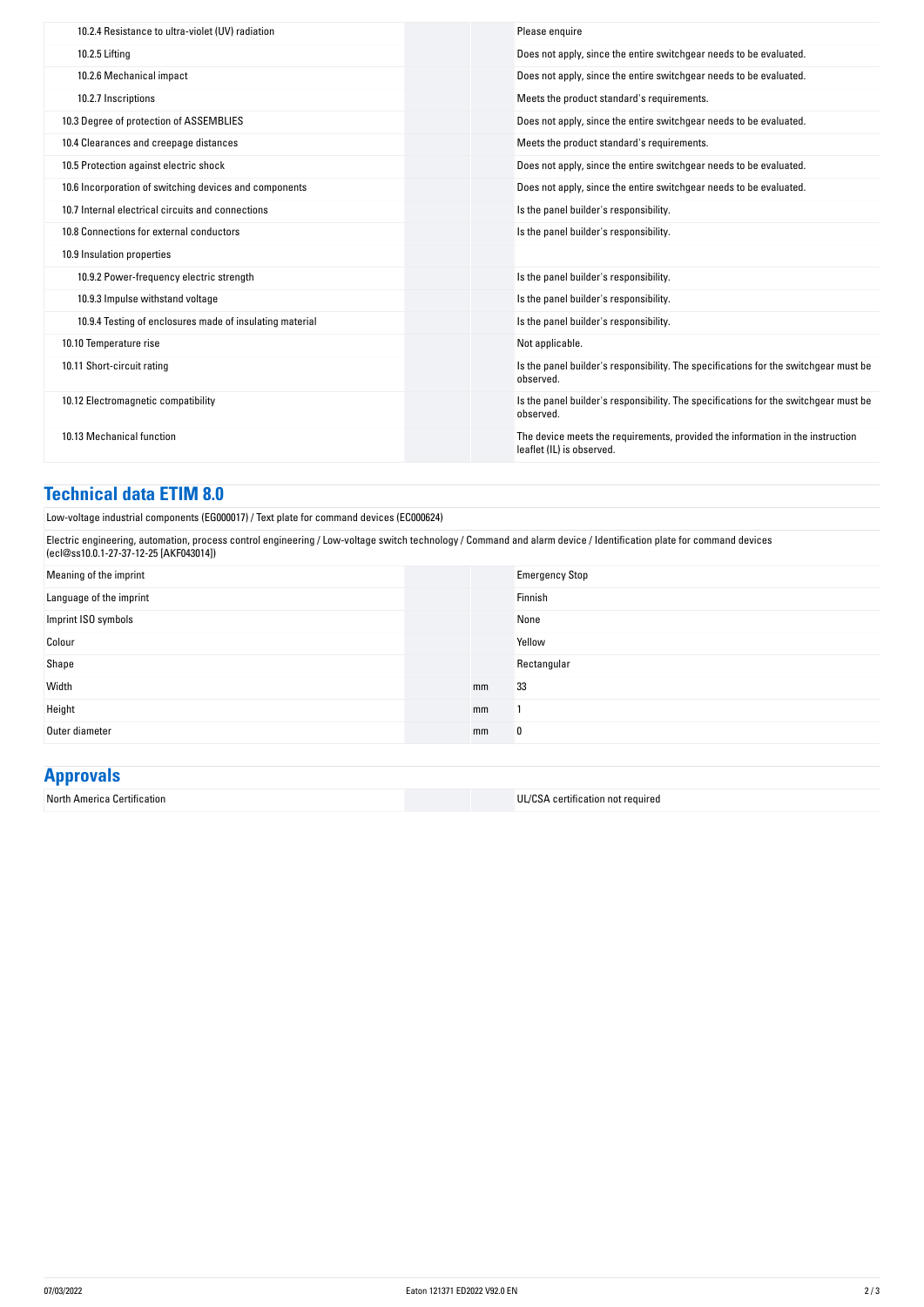| | | | |
|---|---|---|---|
| 10.2.4 Resistance to ultra-violet (UV) radiation | | | Please enquire |
| 10.2.5 Lifting | | | Does not apply, since the entire switchgear needs to be evaluated. |
| 10.2.6 Mechanical impact | | | Does not apply, since the entire switchgear needs to be evaluated. |
| 10.2.7 Inscriptions | | | Meets the product standard's requirements. |
| 10.3 Degree of protection of ASSEMBLIES | | | Does not apply, since the entire switchgear needs to be evaluated. |
| 10.4 Clearances and creepage distances | | | Meets the product standard's requirements. |
| 10.5 Protection against electric shock | | | Does not apply, since the entire switchgear needs to be evaluated. |
| 10.6 Incorporation of switching devices and components | | | Does not apply, since the entire switchgear needs to be evaluated. |
| 10.7 Internal electrical circuits and connections | | | Is the panel builder's responsibility. |
| 10.8 Connections for external conductors | | | Is the panel builder's responsibility. |
| 10.9 Insulation properties | | | |
| 10.9.2 Power-frequency electric strength | | | Is the panel builder's responsibility. |
| 10.9.3 Impulse withstand voltage | | | Is the panel builder's responsibility. |
| 10.9.4 Testing of enclosures made of insulating material | | | Is the panel builder's responsibility. |
| 10.10 Temperature rise | | | Not applicable. |
| 10.11 Short-circuit rating | | | Is the panel builder's responsibility. The specifications for the switchgear must be observed. |
| 10.12 Electromagnetic compatibility | | | Is the panel builder's responsibility. The specifications for the switchgear must be observed. |
| 10.13 Mechanical function | | | The device meets the requirements, provided the information in the instruction leaflet (IL) is observed. |

## Technical data ETIM 8.0

Low-voltage industrial components (EG000017) / Text plate for command devices (EC000624)

Electric engineering, automation, process control engineering / Low-voltage switch technology / Command and alarm device / Identification plate for command devices (ecl@ss10.0.1-27-37-12-25 [AKF043014])

| | | | |
|---|---|---|---|
| Meaning of the imprint | | | Emergency Stop |
| Language of the imprint | | | Finnish |
| Imprint ISO symbols | | | None |
| Colour | | | Yellow |
| Shape | | | Rectangular |
| Width | | mm | 33 |
| Height | | mm | 1 |
| Outer diameter | | mm | 0 |

## Approvals

| | | | |
|---|---|---|---|
| North America Certification | | | UL/CSA certification not required |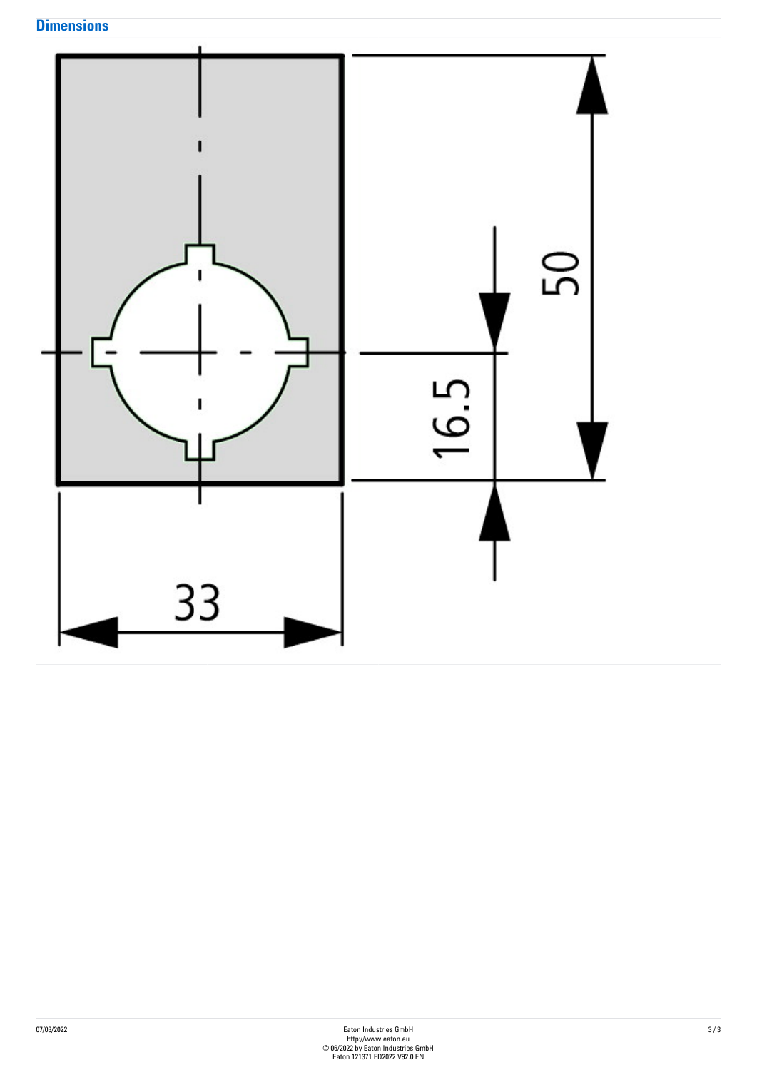## Dimensions

50

16.5

33